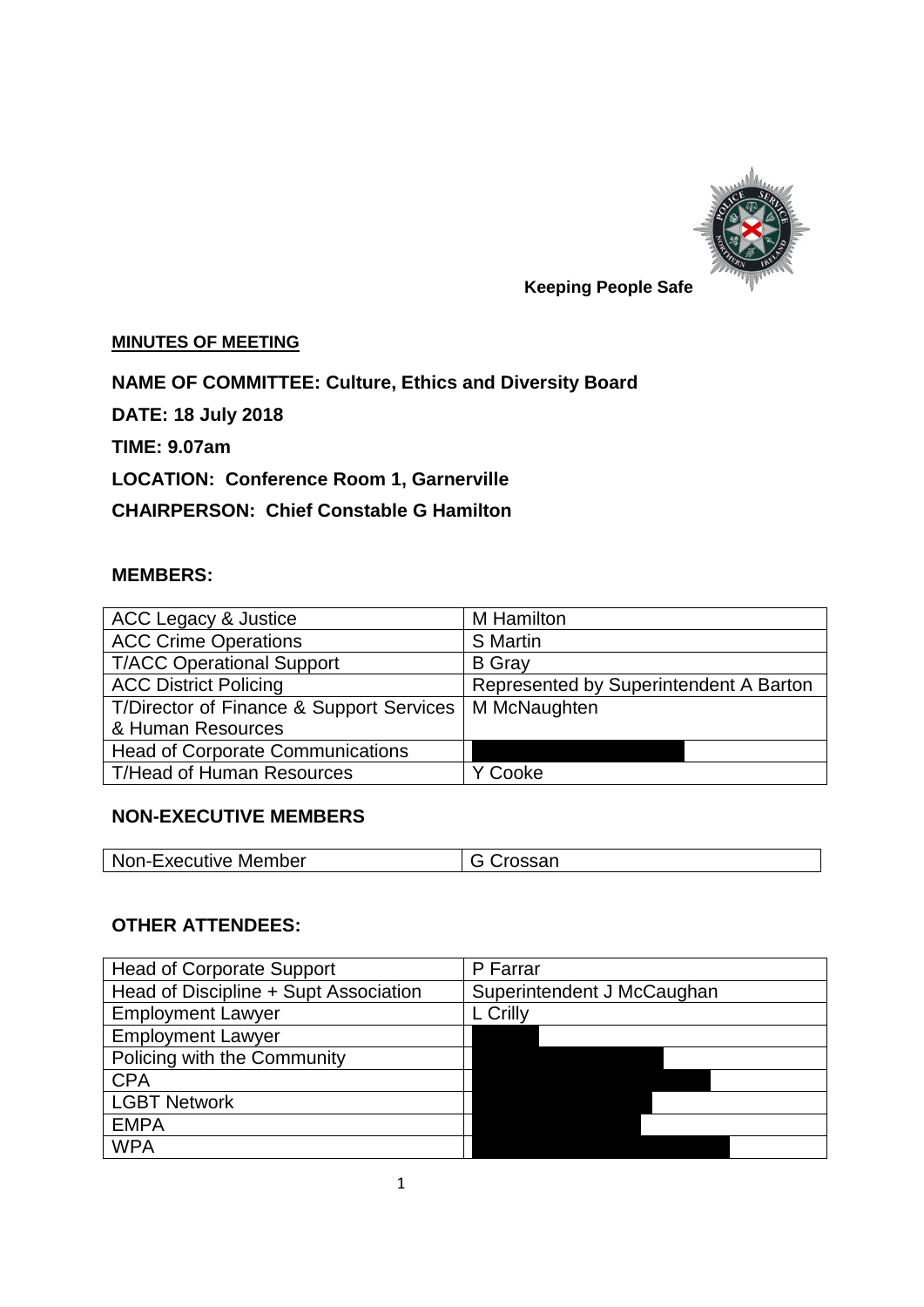Keeping People Safe

**MINUTES OF MEETING**

**NAME OF COMMITTEE: Culture, Ethics and Diversity Board**

**DATE: 18 July 2018**

**TIME: 9.07am**

**LOCATION: Conference Room 1, Garnerville**

**CHAIRPERSON: Chief Constable G Hamilton**

**MEMBERS:**

| | |
|---|---|
| ACC Legacy & Justice | M Hamilton |
| ACC Crime Operations | S Martin |
| T/ACC Operational Support | B Gray |
| ACC District Policing | Represented by Superintendent A Barton |
| T/Director of Finance & Support Services & Human Resources | M McNaughten |
| Head of Corporate Communications | |
| T/Head of Human Resources | Y Cooke |

**NON-EXECUTIVE MEMBERS**

| | |
|---|---|
| Non-Executive Member | G Crossan |

**OTHER ATTENDEES:**

| | |
|---|---|
| Head of Corporate Support | P Farrar |
| Head of Discipline + Supt Association | Superintendent J McCaughan |
| Employment Lawyer | L Crilly |
| Employment Lawyer | |
| Policing with the Community | |
| CPA | |
| LGBT Network | |
| EMPA | |
| WPA | |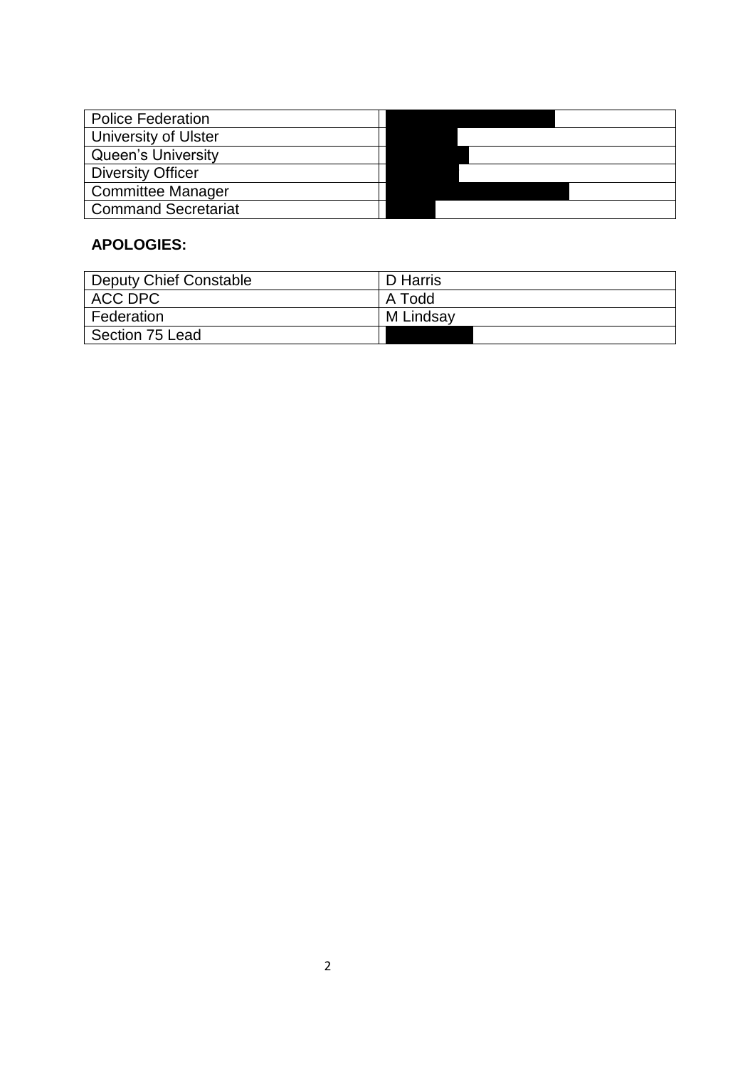| Police Federation | |
| --- | --- |
| University of Ulster | |
| Queen's University | |
| Diversity Officer | |
| Committee Manager | |
| Command Secretariat | |

**APOLOGIES:**

| Deputy Chief Constable | D Harris |
| --- | --- |
| ACC DPC | A Todd |
| Federation | M Lindsay |
| Section 75 Lead | |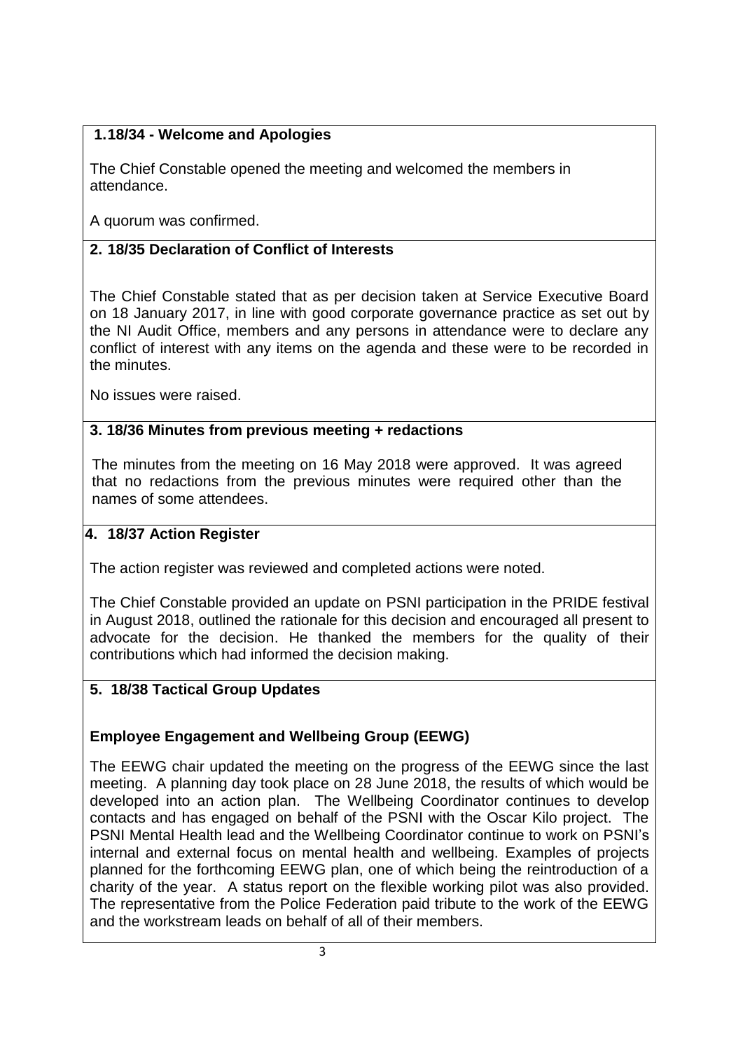**1.18/34 - Welcome and Apologies**

The Chief Constable opened the meeting and welcomed the members in attendance.

A quorum was confirmed.

**2. 18/35 Declaration of Conflict of Interests**

The Chief Constable stated that as per decision taken at Service Executive Board on 18 January 2017, in line with good corporate governance practice as set out by the NI Audit Office, members and any persons in attendance were to declare any conflict of interest with any items on the agenda and these were to be recorded in the minutes.

No issues were raised.

**3. 18/36 Minutes from previous meeting + redactions**

The minutes from the meeting on 16 May 2018 were approved. It was agreed that no redactions from the previous minutes were required other than the names of some attendees.

**4. 18/37 Action Register**

The action register was reviewed and completed actions were noted.

The Chief Constable provided an update on PSNI participation in the PRIDE festival in August 2018, outlined the rationale for this decision and encouraged all present to advocate for the decision. He thanked the members for the quality of their contributions which had informed the decision making.

**5. 18/38 Tactical Group Updates**

**Employee Engagement and Wellbeing Group (EEWG)**

The EEWG chair updated the meeting on the progress of the EEWG since the last meeting. A planning day took place on 28 June 2018, the results of which would be developed into an action plan. The Wellbeing Coordinator continues to develop contacts and has engaged on behalf of the PSNI with the Oscar Kilo project. The PSNI Mental Health lead and the Wellbeing Coordinator continue to work on PSNI's internal and external focus on mental health and wellbeing. Examples of projects planned for the forthcoming EEWG plan, one of which being the reintroduction of a charity of the year. A status report on the flexible working pilot was also provided. The representative from the Police Federation paid tribute to the work of the EEWG and the workstream leads on behalf of all of their members.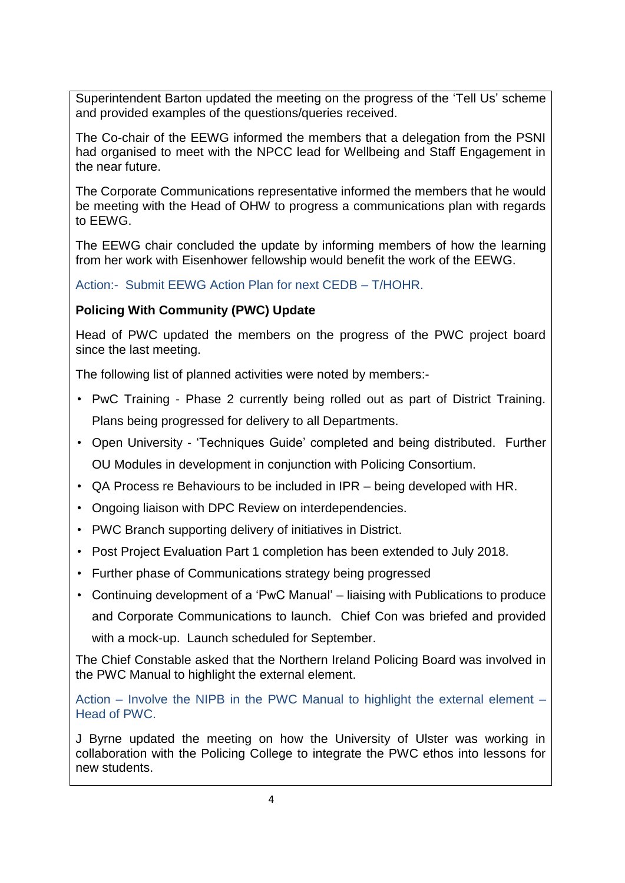Superintendent Barton updated the meeting on the progress of the 'Tell Us' scheme and provided examples of the questions/queries received.

The Co-chair of the EEWG informed the members that a delegation from the PSNI had organised to meet with the NPCC lead for Wellbeing and Staff Engagement in the near future.

The Corporate Communications representative informed the members that he would be meeting with the Head of OHW to progress a communications plan with regards to EEWG.

The EEWG chair concluded the update by informing members of how the learning from her work with Eisenhower fellowship would benefit the work of the EEWG.

Action:- Submit EEWG Action Plan for next CEDB – T/HOHR.

**Policing With Community (PWC) Update**

Head of PWC updated the members on the progress of the PWC project board since the last meeting.

The following list of planned activities were noted by members:-

- PwC Training - Phase 2 currently being rolled out as part of District Training. Plans being progressed for delivery to all Departments.
- Open University - 'Techniques Guide' completed and being distributed. Further OU Modules in development in conjunction with Policing Consortium.
- QA Process re Behaviours to be included in IPR – being developed with HR.
- Ongoing liaison with DPC Review on interdependencies.
- PWC Branch supporting delivery of initiatives in District.
- Post Project Evaluation Part 1 completion has been extended to July 2018.
- Further phase of Communications strategy being progressed
- Continuing development of a 'PwC Manual' – liaising with Publications to produce and Corporate Communications to launch. Chief Con was briefed and provided with a mock-up. Launch scheduled for September.

The Chief Constable asked that the Northern Ireland Policing Board was involved in the PWC Manual to highlight the external element.

Action – Involve the NIPB in the PWC Manual to highlight the external element – Head of PWC.

J Byrne updated the meeting on how the University of Ulster was working in collaboration with the Policing College to integrate the PWC ethos into lessons for new students.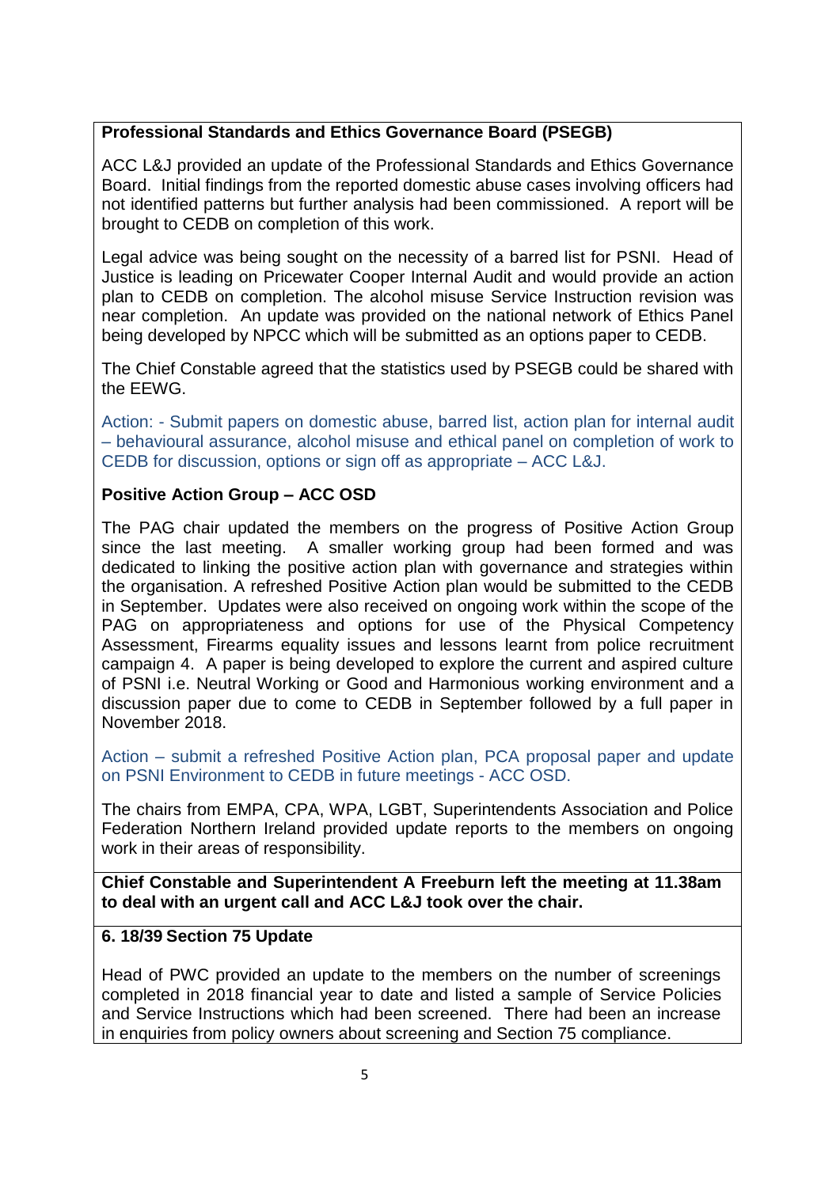**Professional Standards and Ethics Governance Board (PSEGB)**

ACC L&J provided an update of the Professional Standards and Ethics Governance Board. Initial findings from the reported domestic abuse cases involving officers had not identified patterns but further analysis had been commissioned. A report will be brought to CEDB on completion of this work.

Legal advice was being sought on the necessity of a barred list for PSNI. Head of Justice is leading on Pricewater Cooper Internal Audit and would provide an action plan to CEDB on completion. The alcohol misuse Service Instruction revision was near completion. An update was provided on the national network of Ethics Panel being developed by NPCC which will be submitted as an options paper to CEDB.

The Chief Constable agreed that the statistics used by PSEGB could be shared with the EEWG.

Action: - Submit papers on domestic abuse, barred list, action plan for internal audit – behavioural assurance, alcohol misuse and ethical panel on completion of work to CEDB for discussion, options or sign off as appropriate – ACC L&J.

**Positive Action Group – ACC OSD**

The PAG chair updated the members on the progress of Positive Action Group since the last meeting. A smaller working group had been formed and was dedicated to linking the positive action plan with governance and strategies within the organisation. A refreshed Positive Action plan would be submitted to the CEDB in September. Updates were also received on ongoing work within the scope of the PAG on appropriateness and options for use of the Physical Competency Assessment, Firearms equality issues and lessons learnt from police recruitment campaign 4. A paper is being developed to explore the current and aspired culture of PSNI i.e. Neutral Working or Good and Harmonious working environment and a discussion paper due to come to CEDB in September followed by a full paper in November 2018.

Action – submit a refreshed Positive Action plan, PCA proposal paper and update on PSNI Environment to CEDB in future meetings - ACC OSD.

The chairs from EMPA, CPA, WPA, LGBT, Superintendents Association and Police Federation Northern Ireland provided update reports to the members on ongoing work in their areas of responsibility.

**Chief Constable and Superintendent A Freeburn left the meeting at 11.38am to deal with an urgent call and ACC L&J took over the chair.**

**6. 18/39 Section 75 Update**

Head of PWC provided an update to the members on the number of screenings completed in 2018 financial year to date and listed a sample of Service Policies and Service Instructions which had been screened. There had been an increase in enquiries from policy owners about screening and Section 75 compliance.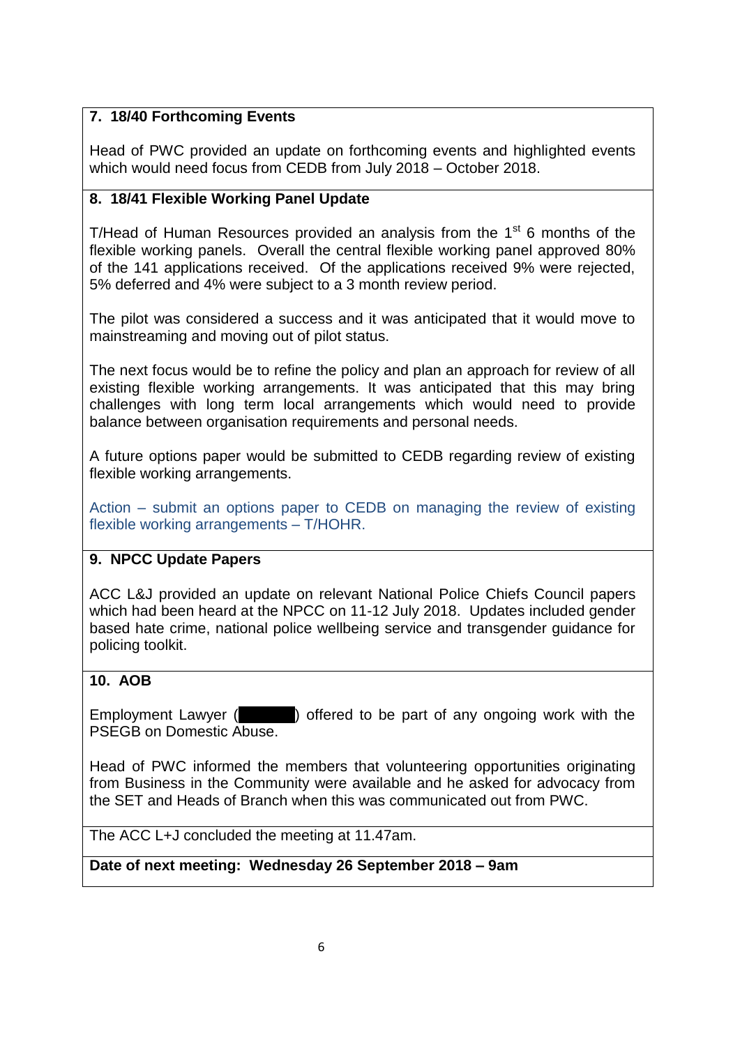### 7. 18/40 Forthcoming Events

Head of PWC provided an update on forthcoming events and highlighted events which would need focus from CEDB from July 2018 – October 2018.

### 8. 18/41 Flexible Working Panel Update

T/Head of Human Resources provided an analysis from the 1st 6 months of the flexible working panels. Overall the central flexible working panel approved 80% of the 141 applications received. Of the applications received 9% were rejected, 5% deferred and 4% were subject to a 3 month review period.

The pilot was considered a success and it was anticipated that it would move to mainstreaming and moving out of pilot status.

The next focus would be to refine the policy and plan an approach for review of all existing flexible working arrangements. It was anticipated that this may bring challenges with long term local arrangements which would need to provide balance between organisation requirements and personal needs.

A future options paper would be submitted to CEDB regarding review of existing flexible working arrangements.

Action – submit an options paper to CEDB on managing the review of existing flexible working arrangements – T/HOHR.

### 9. NPCC Update Papers

ACC L&J provided an update on relevant National Police Chiefs Council papers which had been heard at the NPCC on 11-12 July 2018. Updates included gender based hate crime, national police wellbeing service and transgender guidance for policing toolkit.

### 10. AOB

Employment Lawyer (██████) offered to be part of any ongoing work with the PSEGB on Domestic Abuse.

Head of PWC informed the members that volunteering opportunities originating from Business in the Community were available and he asked for advocacy from the SET and Heads of Branch when this was communicated out from PWC.

The ACC L+J concluded the meeting at 11.47am.

**Date of next meeting: Wednesday 26 September 2018 – 9am**